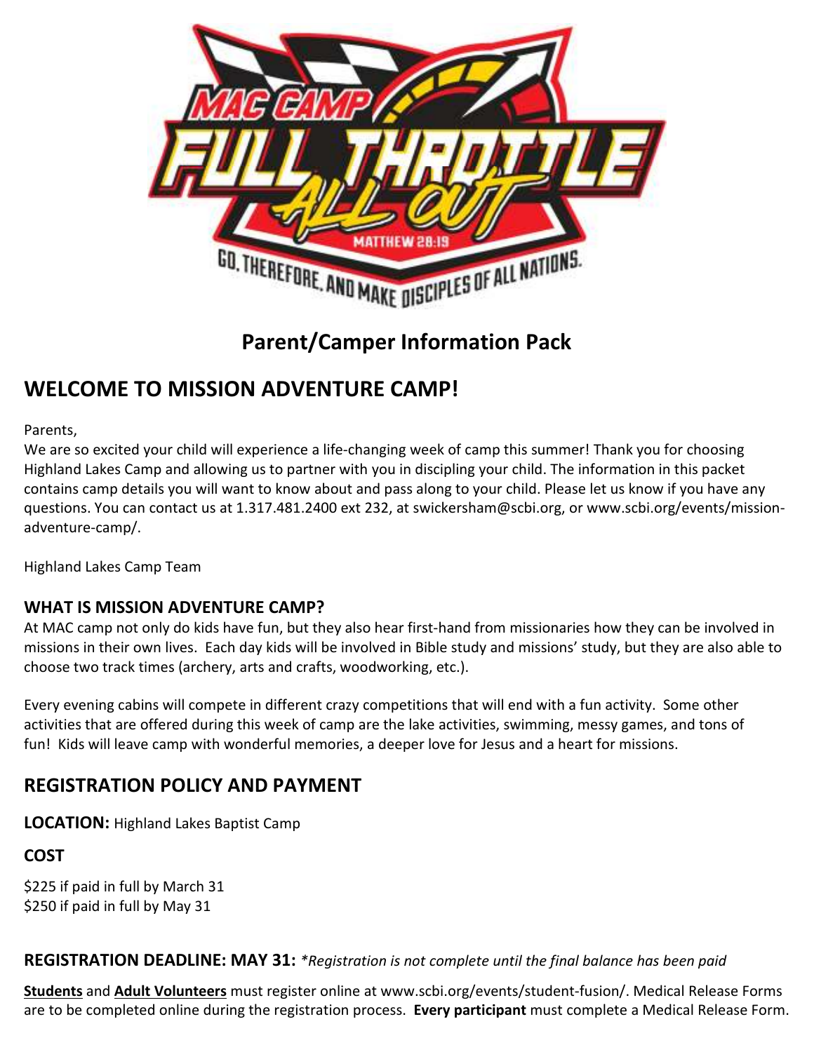# Parent/Camper Information Pack

## WELCOME TO MISSION ADVENTURE CAMP!

Parents,

We are so excited your child will experience a life-changing week of camp this summer! Thank you for choosing Highland Lakes Camp and allowing us to partner with you in discipling your child. The information in this packet contains camp details you will want to know about and pass along to your child. Please let us know if you have any questions. You can contact us at 1.317.481.2400 ext 232, at swickersham@scbi.org, or www.scbi.org/events/mission-adventure-camp/.

Highland Lakes Camp Team

### WHAT IS MISSION ADVENTURE CAMP?

At MAC camp not only do kids have fun, but they also hear first-hand from missionaries how they can be involved in missions in their own lives. Each day kids will be involved in Bible study and missions' study, but they are also able to choose two track times (archery, arts and crafts, woodworking, etc.).

Every evening cabins will compete in different crazy competitions that will end with a fun activity. Some other activities that are offered during this week of camp are the lake activities, swimming, messy games, and tons of fun! Kids will leave camp with wonderful memories, a deeper love for Jesus and a heart for missions.

## REGISTRATION POLICY AND PAYMENT

**LOCATION:** Highland Lakes Baptist Camp

### COST

$225 if paid in full by March 31
$250 if paid in full by May 31

**REGISTRATION DEADLINE: MAY 31:** *\*Registration is not complete until the final balance has been paid*

**Students** and **Adult Volunteers** must register online at www.scbi.org/events/student-fusion/. Medical Release Forms are to be completed online during the registration process. **Every participant** must complete a Medical Release Form.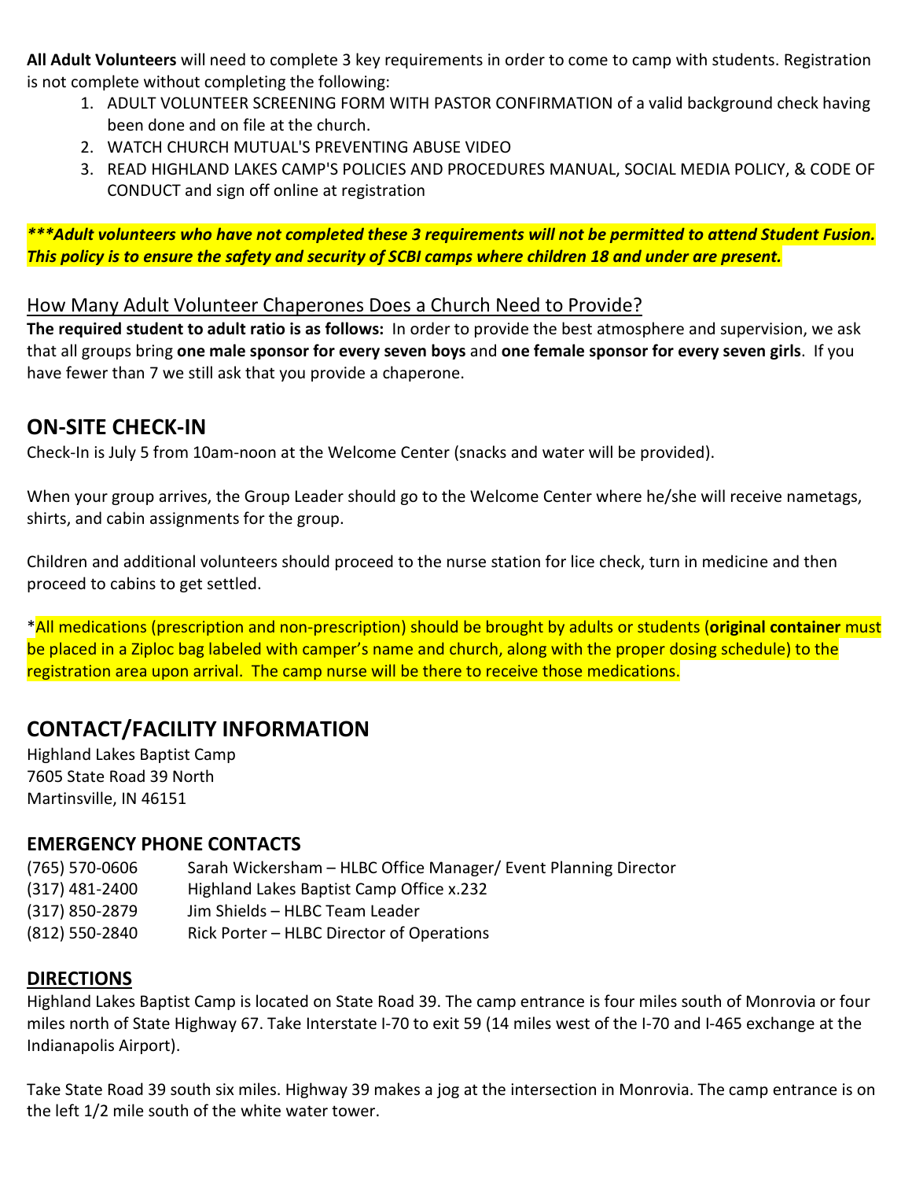**All Adult Volunteers** will need to complete 3 key requirements in order to come to camp with students. Registration is not complete without completing the following:

1. ADULT VOLUNTEER SCREENING FORM WITH PASTOR CONFIRMATION of a valid background check having been done and on file at the church.
2. WATCH CHURCH MUTUAL'S PREVENTING ABUSE VIDEO
3. READ HIGHLAND LAKES CAMP'S POLICIES AND PROCEDURES MANUAL, SOCIAL MEDIA POLICY, & CODE OF CONDUCT and sign off online at registration

***\*\*\*Adult volunteers who have not completed these 3 requirements will not be permitted to attend Student Fusion. This policy is to ensure the safety and security of SCBI camps where children 18 and under are present.***

## How Many Adult Volunteer Chaperones Does a Church Need to Provide?

**The required student to adult ratio is as follows:** In order to provide the best atmosphere and supervision, we ask that all groups bring **one male sponsor for every seven boys** and **one female sponsor for every seven girls**. If you have fewer than 7 we still ask that you provide a chaperone.

## ON-SITE CHECK-IN

Check-In is July 5 from 10am-noon at the Welcome Center (snacks and water will be provided).

When your group arrives, the Group Leader should go to the Welcome Center where he/she will receive nametags, shirts, and cabin assignments for the group.

Children and additional volunteers should proceed to the nurse station for lice check, turn in medicine and then proceed to cabins to get settled.

\*All medications (prescription and non-prescription) should be brought by adults or students (**original container** must be placed in a Ziploc bag labeled with camper's name and church, along with the proper dosing schedule) to the registration area upon arrival. The camp nurse will be there to receive those medications.

## CONTACT/FACILITY INFORMATION

Highland Lakes Baptist Camp
7605 State Road 39 North
Martinsville, IN 46151

### EMERGENCY PHONE CONTACTS

| | |
|---|---|
| (765) 570-0606 | Sarah Wickersham – HLBC Office Manager/ Event Planning Director |
| (317) 481-2400 | Highland Lakes Baptist Camp Office x.232 |
| (317) 850-2879 | Jim Shields – HLBC Team Leader |
| (812) 550-2840 | Rick Porter – HLBC Director of Operations |

### DIRECTIONS

Highland Lakes Baptist Camp is located on State Road 39. The camp entrance is four miles south of Monrovia or four miles north of State Highway 67. Take Interstate I-70 to exit 59 (14 miles west of the I-70 and I-465 exchange at the Indianapolis Airport).

Take State Road 39 south six miles. Highway 39 makes a jog at the intersection in Monrovia. The camp entrance is on the left 1/2 mile south of the white water tower.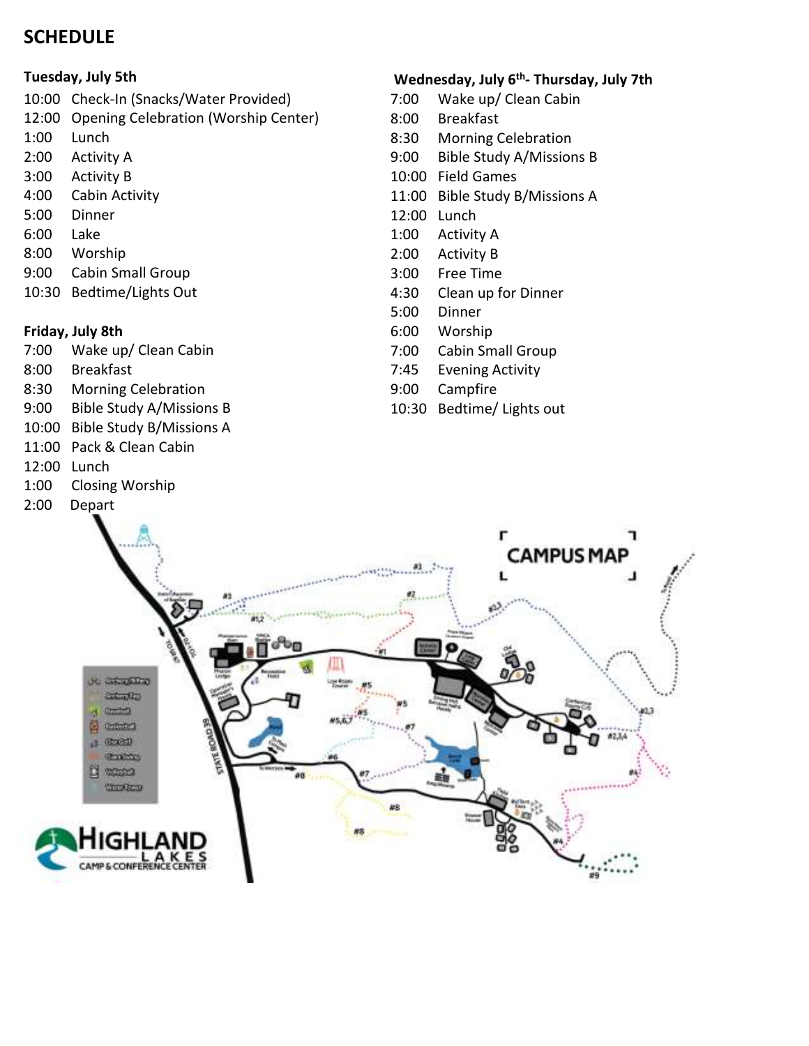# SCHEDULE

### Tuesday, July 5th

- 10:00 Check-In (Snacks/Water Provided)
- 12:00 Opening Celebration (Worship Center)
- 1:00 Lunch
- 2:00 Activity A
- 3:00 Activity B
- 4:00 Cabin Activity
- 5:00 Dinner
- 6:00 Lake
- 8:00 Worship
- 9:00 Cabin Small Group
- 10:30 Bedtime/Lights Out

### Wednesday, July 6th- Thursday, July 7th

- 7:00 Wake up/ Clean Cabin
- 8:00 Breakfast
- 8:30 Morning Celebration
- 9:00 Bible Study A/Missions B
- 10:00 Field Games
- 11:00 Bible Study B/Missions A
- 12:00 Lunch
- 1:00 Activity A
- 2:00 Activity B
- 3:00 Free Time
- 4:30 Clean up for Dinner
- 5:00 Dinner
- 6:00 Worship
- 7:00 Cabin Small Group
- 7:45 Evening Activity
- 9:00 Campfire
- 10:30 Bedtime/ Lights out

### Friday, July 8th

- 7:00 Wake up/ Clean Cabin
- 8:00 Breakfast
- 8:30 Morning Celebration
- 9:00 Bible Study A/Missions B
- 10:00 Bible Study B/Missions A
- 11:00 Pack & Clean Cabin
- 12:00 Lunch
- 1:00 Closing Worship
- 2:00 Depart

## CAMPUS MAP

HIGHLAND LAKES CAMP & CONFERENCE CENTER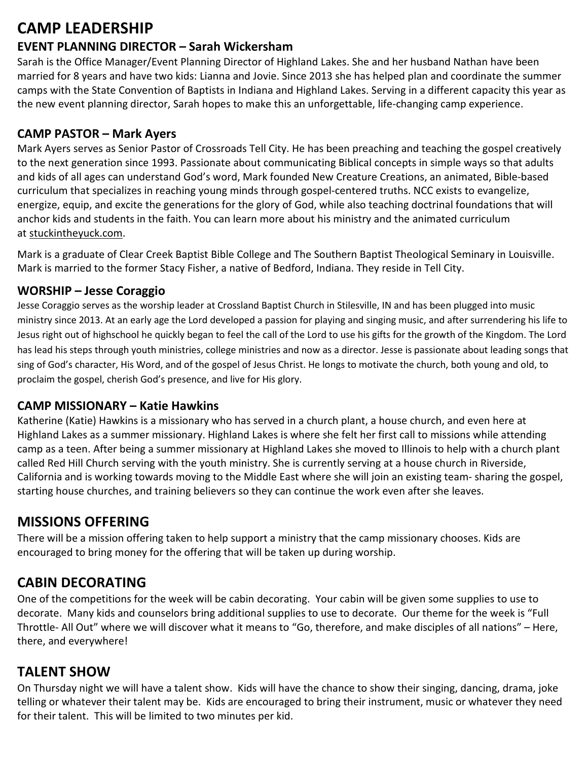# CAMP LEADERSHIP

### EVENT PLANNING DIRECTOR – Sarah Wickersham

Sarah is the Office Manager/Event Planning Director of Highland Lakes. She and her husband Nathan have been married for 8 years and have two kids: Lianna and Jovie. Since 2013 she has helped plan and coordinate the summer camps with the State Convention of Baptists in Indiana and Highland Lakes. Serving in a different capacity this year as the new event planning director, Sarah hopes to make this an unforgettable, life-changing camp experience.

### CAMP PASTOR – Mark Ayers

Mark Ayers serves as Senior Pastor of Crossroads Tell City. He has been preaching and teaching the gospel creatively to the next generation since 1993. Passionate about communicating Biblical concepts in simple ways so that adults and kids of all ages can understand God's word, Mark founded New Creature Creations, an animated, Bible-based curriculum that specializes in reaching young minds through gospel-centered truths. NCC exists to evangelize, energize, equip, and excite the generations for the glory of God, while also teaching doctrinal foundations that will anchor kids and students in the faith. You can learn more about his ministry and the animated curriculum at stuckintheyuck.com.

Mark is a graduate of Clear Creek Baptist Bible College and The Southern Baptist Theological Seminary in Louisville. Mark is married to the former Stacy Fisher, a native of Bedford, Indiana. They reside in Tell City.

### WORSHIP – Jesse Coraggio

Jesse Coraggio serves as the worship leader at Crossland Baptist Church in Stilesville, IN and has been plugged into music ministry since 2013. At an early age the Lord developed a passion for playing and singing music, and after surrendering his life to Jesus right out of highschool he quickly began to feel the call of the Lord to use his gifts for the growth of the Kingdom. The Lord has lead his steps through youth ministries, college ministries and now as a director. Jesse is passionate about leading songs that sing of God's character, His Word, and of the gospel of Jesus Christ. He longs to motivate the church, both young and old, to proclaim the gospel, cherish God's presence, and live for His glory.

### CAMP MISSIONARY – Katie Hawkins

Katherine (Katie) Hawkins is a missionary who has served in a church plant, a house church, and even here at Highland Lakes as a summer missionary. Highland Lakes is where she felt her first call to missions while attending camp as a teen. After being a summer missionary at Highland Lakes she moved to Illinois to help with a church plant called Red Hill Church serving with the youth ministry. She is currently serving at a house church in Riverside, California and is working towards moving to the Middle East where she will join an existing team- sharing the gospel, starting house churches, and training believers so they can continue the work even after she leaves.

## MISSIONS OFFERING

There will be a mission offering taken to help support a ministry that the camp missionary chooses. Kids are encouraged to bring money for the offering that will be taken up during worship.

## CABIN DECORATING

One of the competitions for the week will be cabin decorating. Your cabin will be given some supplies to use to decorate. Many kids and counselors bring additional supplies to use to decorate. Our theme for the week is "Full Throttle- All Out" where we will discover what it means to "Go, therefore, and make disciples of all nations" – Here, there, and everywhere!

## TALENT SHOW

On Thursday night we will have a talent show. Kids will have the chance to show their singing, dancing, drama, joke telling or whatever their talent may be. Kids are encouraged to bring their instrument, music or whatever they need for their talent. This will be limited to two minutes per kid.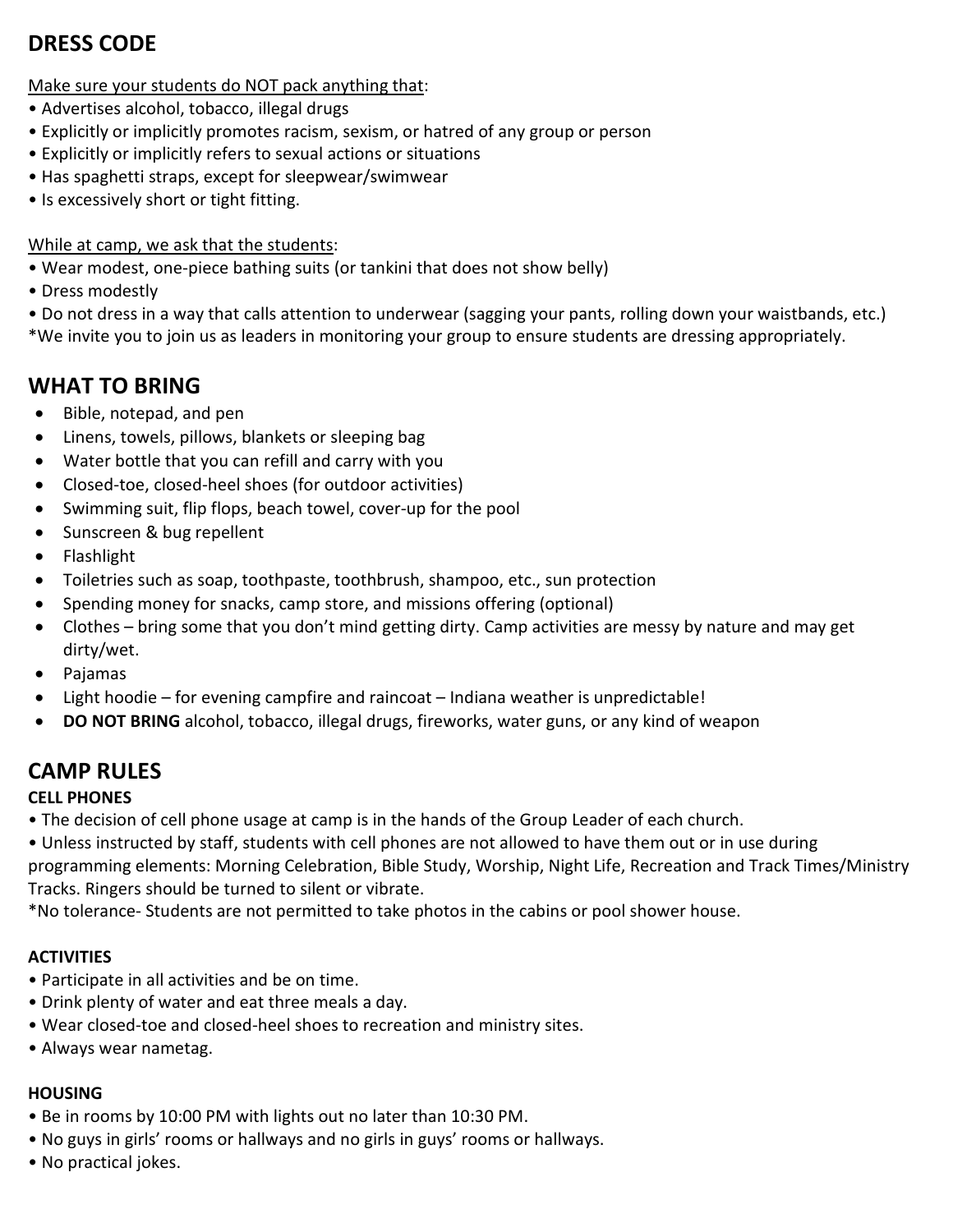## DRESS CODE

Make sure your students do NOT pack anything that:

- Advertises alcohol, tobacco, illegal drugs
- Explicitly or implicitly promotes racism, sexism, or hatred of any group or person
- Explicitly or implicitly refers to sexual actions or situations
- Has spaghetti straps, except for sleepwear/swimwear
- Is excessively short or tight fitting.

While at camp, we ask that the students:

- Wear modest, one-piece bathing suits (or tankini that does not show belly)
- Dress modestly
- Do not dress in a way that calls attention to underwear (sagging your pants, rolling down your waistbands, etc.)

*We invite you to join us as leaders in monitoring your group to ensure students are dressing appropriately.

## WHAT TO BRING

- Bible, notepad, and pen
- Linens, towels, pillows, blankets or sleeping bag
- Water bottle that you can refill and carry with you
- Closed-toe, closed-heel shoes (for outdoor activities)
- Swimming suit, flip flops, beach towel, cover-up for the pool
- Sunscreen & bug repellent
- Flashlight
- Toiletries such as soap, toothpaste, toothbrush, shampoo, etc., sun protection
- Spending money for snacks, camp store, and missions offering (optional)
- Clothes – bring some that you don't mind getting dirty. Camp activities are messy by nature and may get dirty/wet.
- Pajamas
- Light hoodie – for evening campfire and raincoat – Indiana weather is unpredictable!
- **DO NOT BRING** alcohol, tobacco, illegal drugs, fireworks, water guns, or any kind of weapon

## CAMP RULES

### CELL PHONES

- The decision of cell phone usage at camp is in the hands of the Group Leader of each church.
- Unless instructed by staff, students with cell phones are not allowed to have them out or in use during programming elements: Morning Celebration, Bible Study, Worship, Night Life, Recreation and Track Times/Ministry Tracks. Ringers should be turned to silent or vibrate.

*No tolerance- Students are not permitted to take photos in the cabins or pool shower house.

### ACTIVITIES

- Participate in all activities and be on time.
- Drink plenty of water and eat three meals a day.
- Wear closed-toe and closed-heel shoes to recreation and ministry sites.
- Always wear nametag.

### HOUSING

- Be in rooms by 10:00 PM with lights out no later than 10:30 PM.
- No guys in girls' rooms or hallways and no girls in guys' rooms or hallways.
- No practical jokes.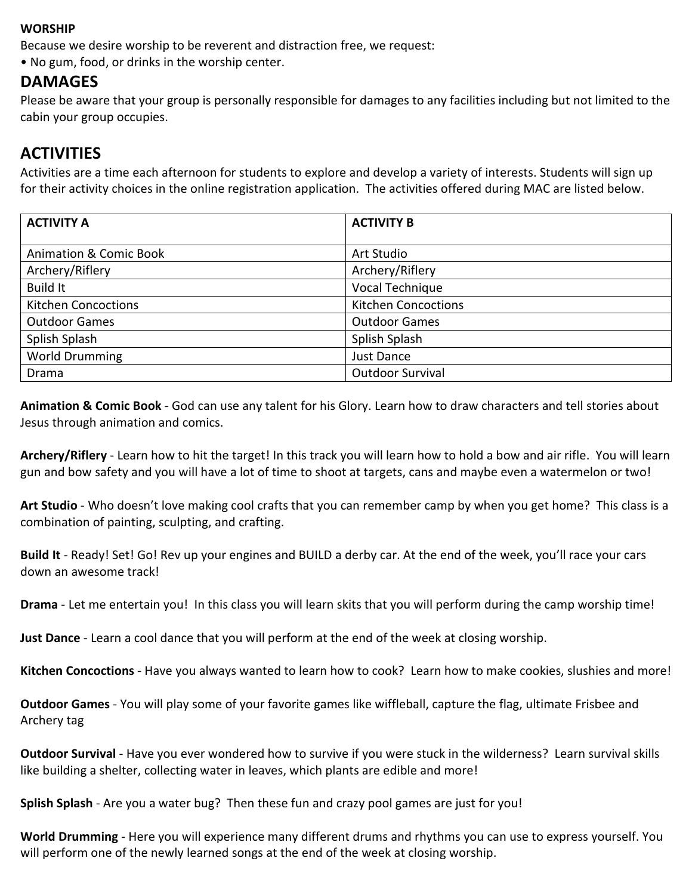**WORSHIP**

Because we desire worship to be reverent and distraction free, we request:

• No gum, food, or drinks in the worship center.

## DAMAGES

Please be aware that your group is personally responsible for damages to any facilities including but not limited to the cabin your group occupies.

## ACTIVITIES

Activities are a time each afternoon for students to explore and develop a variety of interests. Students will sign up for their activity choices in the online registration application. The activities offered during MAC are listed below.

| ACTIVITY A | ACTIVITY B |
|---|---|
| Animation & Comic Book | Art Studio |
| Archery/Riflery | Archery/Riflery |
| Build It | Vocal Technique |
| Kitchen Concoctions | Kitchen Concoctions |
| Outdoor Games | Outdoor Games |
| Splish Splash | Splish Splash |
| World Drumming | Just Dance |
| Drama | Outdoor Survival |

**Animation & Comic Book** - God can use any talent for his Glory. Learn how to draw characters and tell stories about Jesus through animation and comics.

**Archery/Riflery** - Learn how to hit the target! In this track you will learn how to hold a bow and air rifle. You will learn gun and bow safety and you will have a lot of time to shoot at targets, cans and maybe even a watermelon or two!

**Art Studio** - Who doesn't love making cool crafts that you can remember camp by when you get home? This class is a combination of painting, sculpting, and crafting.

**Build It** - Ready! Set! Go! Rev up your engines and BUILD a derby car. At the end of the week, you'll race your cars down an awesome track!

**Drama** - Let me entertain you! In this class you will learn skits that you will perform during the camp worship time!

**Just Dance** - Learn a cool dance that you will perform at the end of the week at closing worship.

**Kitchen Concoctions** - Have you always wanted to learn how to cook? Learn how to make cookies, slushies and more!

**Outdoor Games** - You will play some of your favorite games like wiffleball, capture the flag, ultimate Frisbee and Archery tag

**Outdoor Survival** - Have you ever wondered how to survive if you were stuck in the wilderness? Learn survival skills like building a shelter, collecting water in leaves, which plants are edible and more!

**Splish Splash** - Are you a water bug? Then these fun and crazy pool games are just for you!

**World Drumming** - Here you will experience many different drums and rhythms you can use to express yourself. You will perform one of the newly learned songs at the end of the week at closing worship.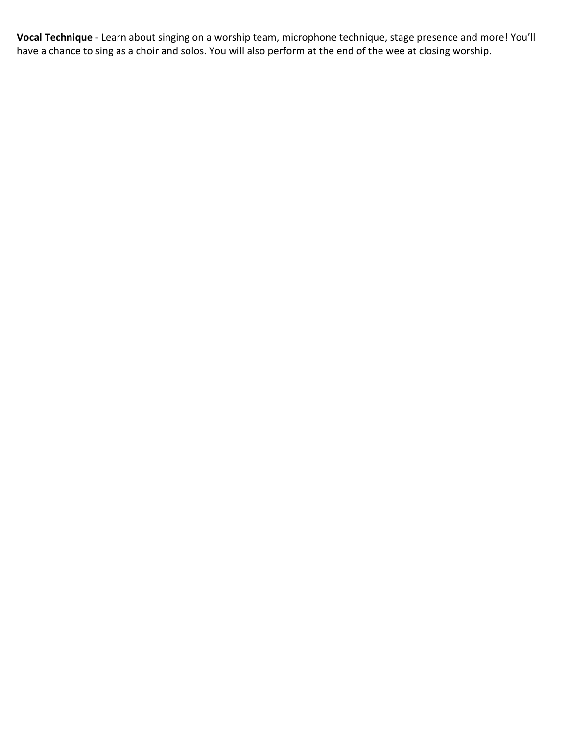**Vocal Technique** - Learn about singing on a worship team, microphone technique, stage presence and more! You'll have a chance to sing as a choir and solos. You will also perform at the end of the wee at closing worship.